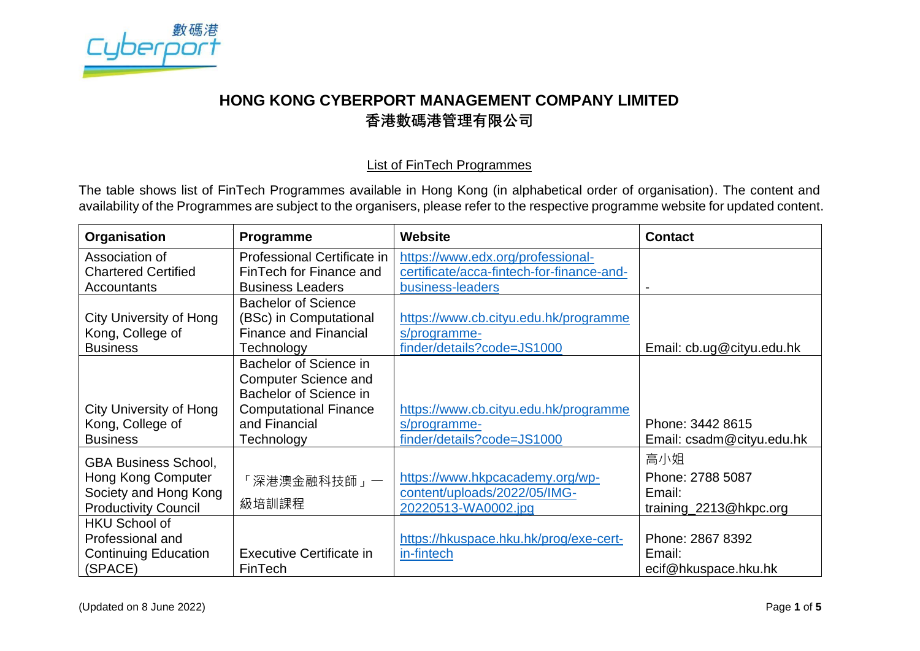# HONG KONG CYBERPORT MANAGEMENT COMPANY LIMITED
# 香港數碼港管理有限公司

## List of FinTech Programmes

The table shows list of FinTech Programmes available in Hong Kong (in alphabetical order of organisation). The content and availability of the Programmes are subject to the organisers, please refer to the respective programme website for updated content.

| Organisation | Programme | Website | Contact |
|---|---|---|---|
| Association of Chartered Certified Accountants | Professional Certificate in FinTech for Finance and Business Leaders | https://www.edx.org/professional-certificate/acca-fintech-for-finance-and-business-leaders | - |
| City University of Hong Kong, College of Business | Bachelor of Science (BSc) in Computational Finance and Financial Technology | https://www.cb.cityu.edu.hk/programmes/programme-finder/details?code=JS1000 | Email: cb.ug@cityu.edu.hk |
| City University of Hong Kong, College of Business | Bachelor of Science in Computer Science and Bachelor of Science in Computational Finance and Financial Technology | https://www.cb.cityu.edu.hk/programmes/programme-finder/details?code=JS1000 | Phone: 3442 8615<br>Email: csadm@cityu.edu.hk |
| GBA Business School, Hong Kong Computer Society and Hong Kong Productivity Council | 「深港澳金融科技師」一級培訓課程 | https://www.hkpcacademy.org/wp-content/uploads/2022/05/IMG-20220513-WA0002.jpg | 高小姐<br>Phone: 2788 5087<br>Email: training_2213@hkpc.org |
| HKU School of Professional and Continuing Education (SPACE) | Executive Certificate in FinTech | https://hkuspace.hku.hk/prog/exe-cert-in-fintech | Phone: 2867 8392<br>Email: ecif@hkuspace.hku.hk |

(Updated on 8 June 2022)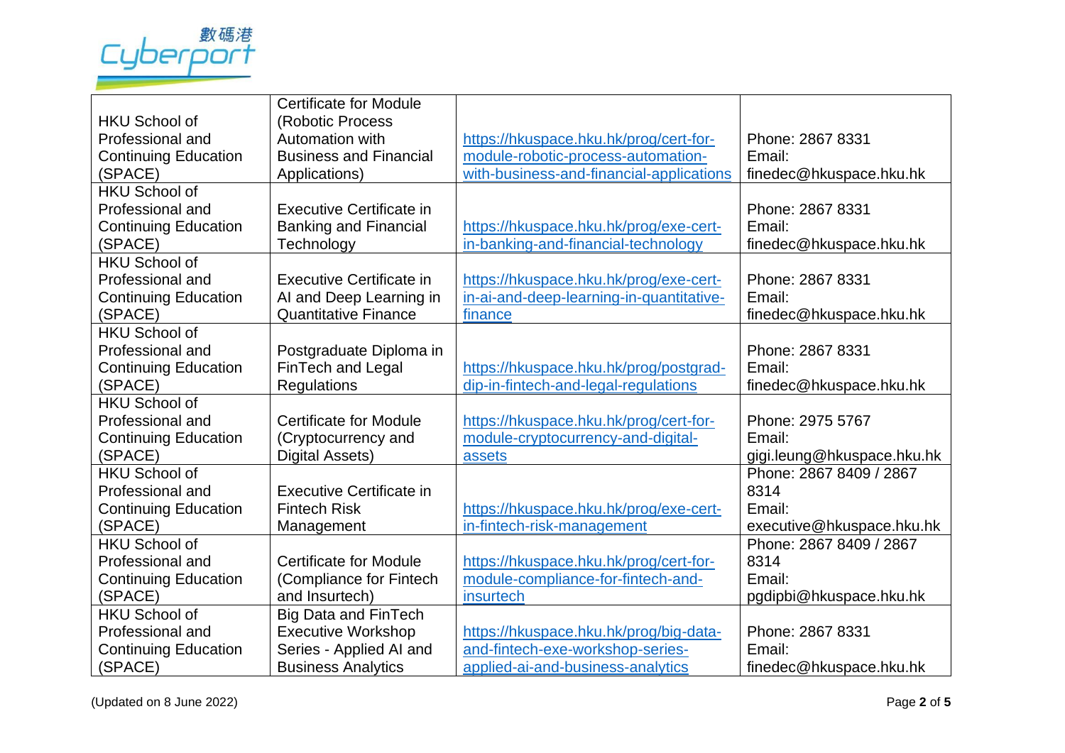| HKU School of Professional and Continuing Education (SPACE) | Certificate for Module (Robotic Process Automation with Business and Financial Applications) | https://hkuspace.hku.hk/prog/cert-for-module-robotic-process-automation-with-business-and-financial-applications | Phone: 2867 8331<br>Email: finedec@hkuspace.hku.hk |
|---|---|---|---|
| HKU School of Professional and Continuing Education (SPACE) | Executive Certificate in Banking and Financial Technology | https://hkuspace.hku.hk/prog/exe-cert-in-banking-and-financial-technology | Phone: 2867 8331<br>Email: finedec@hkuspace.hku.hk |
| HKU School of Professional and Continuing Education (SPACE) | Executive Certificate in AI and Deep Learning in Quantitative Finance | https://hkuspace.hku.hk/prog/exe-cert-in-ai-and-deep-learning-in-quantitative-finance | Phone: 2867 8331<br>Email: finedec@hkuspace.hku.hk |
| HKU School of Professional and Continuing Education (SPACE) | Postgraduate Diploma in FinTech and Legal Regulations | https://hkuspace.hku.hk/prog/postgrad-dip-in-fintech-and-legal-regulations | Phone: 2867 8331<br>Email: finedec@hkuspace.hku.hk |
| HKU School of Professional and Continuing Education (SPACE) | Certificate for Module (Cryptocurrency and Digital Assets) | https://hkuspace.hku.hk/prog/cert-for-module-cryptocurrency-and-digital-assets | Phone: 2975 5767<br>Email: gigi.leung@hkuspace.hku.hk |
| HKU School of Professional and Continuing Education (SPACE) | Executive Certificate in Fintech Risk Management | https://hkuspace.hku.hk/prog/exe-cert-in-fintech-risk-management | Phone: 2867 8409 / 2867 8314<br>Email: executive@hkuspace.hku.hk |
| HKU School of Professional and Continuing Education (SPACE) | Certificate for Module (Compliance for Fintech and Insurtech) | https://hkuspace.hku.hk/prog/cert-for-module-compliance-for-fintech-and-insurtech | Phone: 2867 8409 / 2867 8314<br>Email: pgdipbi@hkuspace.hku.hk |
| HKU School of Professional and Continuing Education (SPACE) | Big Data and FinTech Executive Workshop Series - Applied AI and Business Analytics | https://hkuspace.hku.hk/prog/big-data-and-fintech-exe-workshop-series-applied-ai-and-business-analytics | Phone: 2867 8331<br>Email: finedec@hkuspace.hku.hk |

(Updated on 8 June 2022)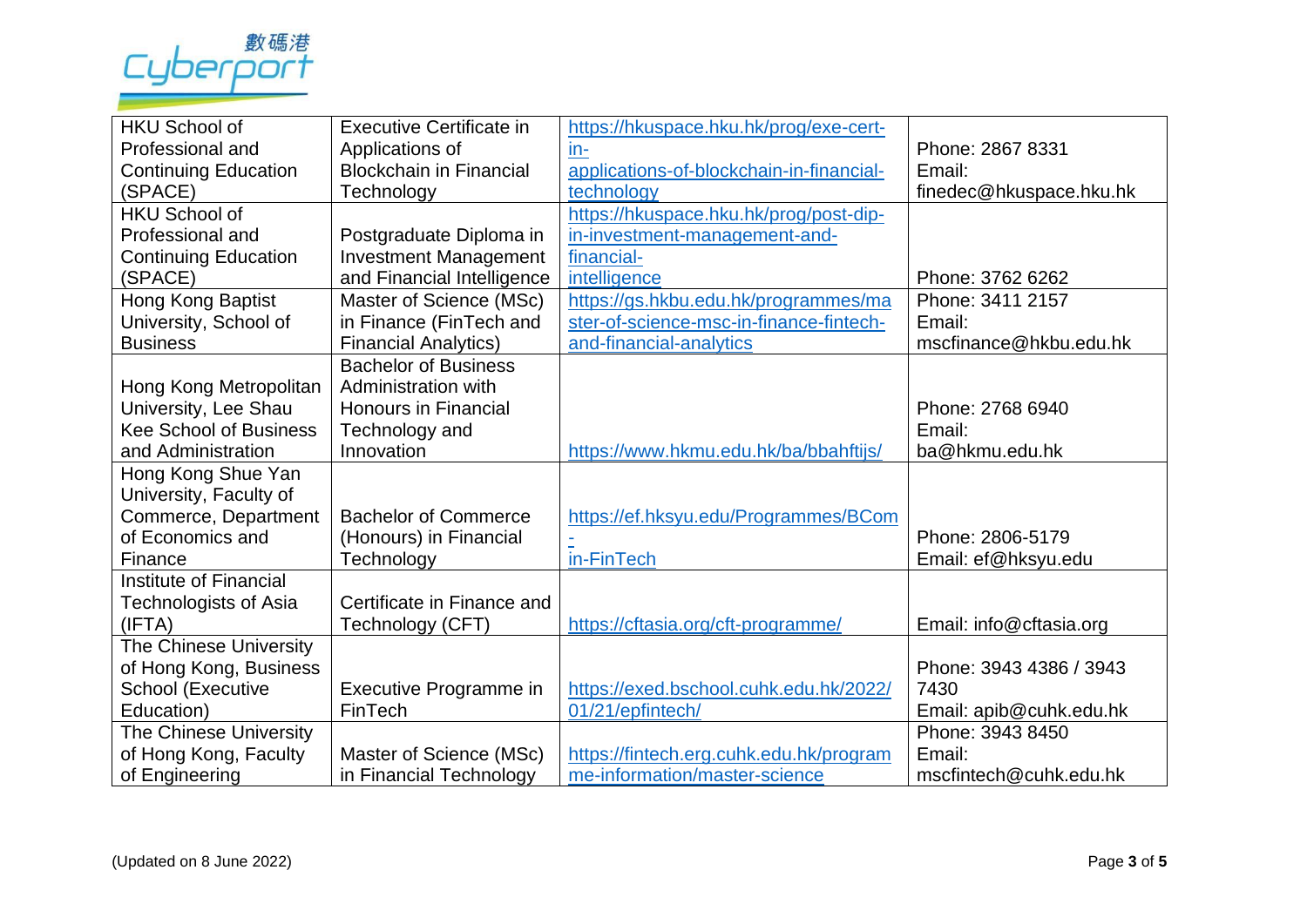| | | | |
|---|---|---|---|
| HKU School of Professional and Continuing Education (SPACE) | Executive Certificate in Applications of Blockchain in Financial Technology | https://hkuspace.hku.hk/prog/exe-cert-in-applications-of-blockchain-in-financial-technology | Phone: 2867 8331<br>Email: finedec@hkuspace.hku.hk |
| HKU School of Professional and Continuing Education (SPACE) | Postgraduate Diploma in Investment Management and Financial Intelligence | https://hkuspace.hku.hk/prog/post-dip-in-investment-management-and-financial-intelligence | Phone: 3762 6262 |
| Hong Kong Baptist University, School of Business | Master of Science (MSc) in Finance (FinTech and Financial Analytics) | https://gs.hkbu.edu.hk/programmes/master-of-science-msc-in-finance-fintech-and-financial-analytics | Phone: 3411 2157<br>Email: mscfinance@hkbu.edu.hk |
| Hong Kong Metropolitan University, Lee Shau Kee School of Business and Administration | Bachelor of Business Administration with Honours in Financial Technology and Innovation | https://www.hkmu.edu.hk/ba/bbahftijs/ | Phone: 2768 6940<br>Email: ba@hkmu.edu.hk |
| Hong Kong Shue Yan University, Faculty of Commerce, Department of Economics and Finance | Bachelor of Commerce (Honours) in Financial Technology | https://ef.hksyu.edu/Programmes/BCom-in-FinTech | Phone: 2806-5179<br>Email: ef@hksyu.edu |
| Institute of Financial Technologists of Asia (IFTA) | Certificate in Finance and Technology (CFT) | https://cftasia.org/cft-programme/ | Email: info@cftasia.org |
| The Chinese University of Hong Kong, Business School (Executive Education) | Executive Programme in FinTech | https://exed.bschool.cuhk.edu.hk/2022/01/21/epfintech/ | Phone: 3943 4386 / 3943 7430<br>Email: apib@cuhk.edu.hk |
| The Chinese University of Hong Kong, Faculty of Engineering | Master of Science (MSc) in Financial Technology | https://fintech.erg.cuhk.edu.hk/programme-information/master-science | Phone: 3943 8450<br>Email: mscfintech@cuhk.edu.hk |

(Updated on 8 June 2022)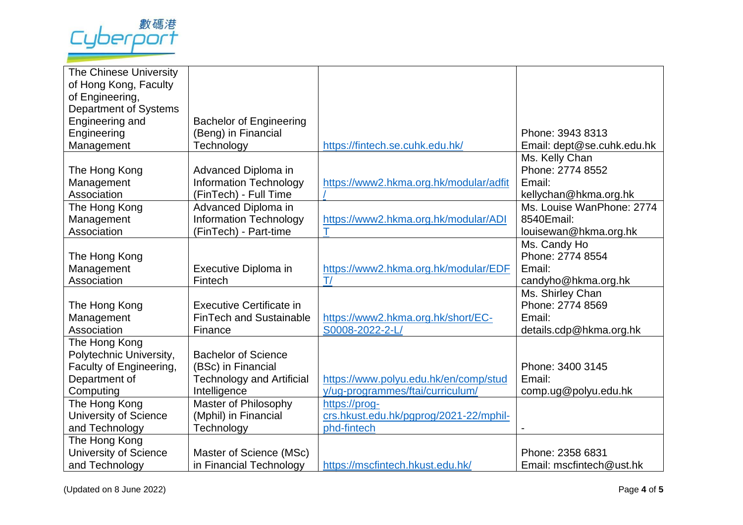| | | | |
|---|---|---|---|
| The Chinese University of Hong Kong, Faculty of Engineering, Department of Systems Engineering and Engineering Management | Bachelor of Engineering (Beng) in Financial Technology | https://fintech.se.cuhk.edu.hk/ | Phone: 3943 8313 Email: dept@se.cuhk.edu.hk |
| The Hong Kong Management Association | Advanced Diploma in Information Technology (FinTech) - Full Time | https://www2.hkma.org.hk/modular/adfit/ | Ms. Kelly Chan Phone: 2774 8552 Email: kellychan@hkma.org.hk |
| The Hong Kong Management Association | Advanced Diploma in Information Technology (FinTech) - Part-time | https://www2.hkma.org.hk/modular/ADIT | Ms. Louise WanPhone: 2774 8540Email: louisewan@hkma.org.hk |
| The Hong Kong Management Association | Executive Diploma in Fintech | https://www2.hkma.org.hk/modular/EDFT/ | Ms. Candy Ho Phone: 2774 8554 Email: candyho@hkma.org.hk |
| The Hong Kong Management Association | Executive Certificate in FinTech and Sustainable Finance | https://www2.hkma.org.hk/short/EC-S0008-2022-2-L/ | Ms. Shirley Chan Phone: 2774 8569 Email: details.cdp@hkma.org.hk |
| The Hong Kong Polytechnic University, Faculty of Engineering, Department of Computing | Bachelor of Science (BSc) in Financial Technology and Artificial Intelligence | https://www.polyu.edu.hk/en/comp/study/ug-programmes/ftai/curriculum/ | Phone: 3400 3145 Email: comp.ug@polyu.edu.hk |
| The Hong Kong University of Science and Technology | Master of Philosophy (Mphil) in Financial Technology | https://prog-crs.hkust.edu.hk/pgprog/2021-22/mphil-phd-fintech | - |
| The Hong Kong University of Science and Technology | Master of Science (MSc) in Financial Technology | https://mscfintech.hkust.edu.hk/ | Phone: 2358 6831 Email: mscfintech@ust.hk |

(Updated on 8 June 2022)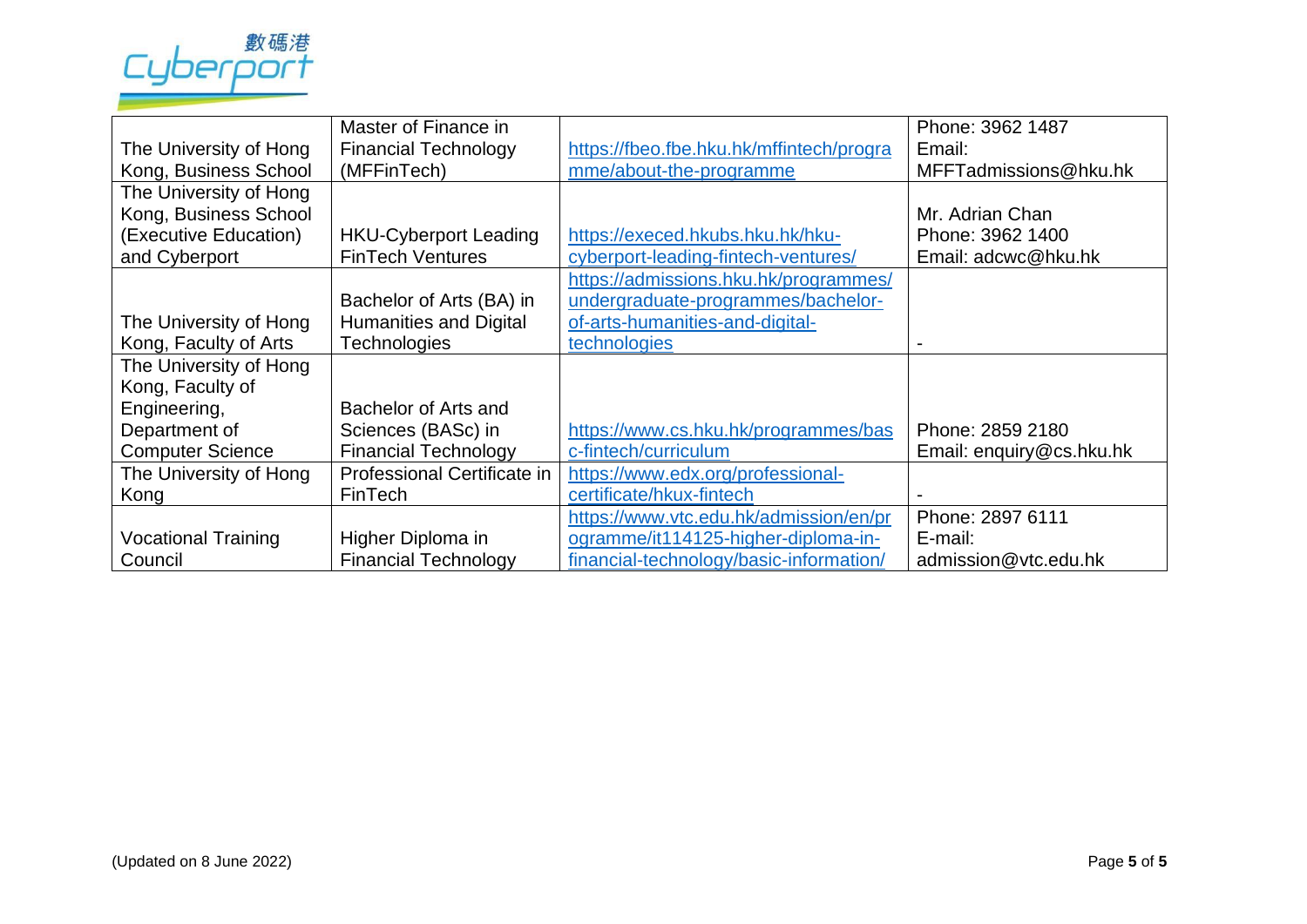| | | | |
|---|---|---|---|
| The University of Hong Kong, Business School | Master of Finance in Financial Technology (MFFinTech) | https://fbeo.fbe.hku.hk/mffintech/programme/about-the-programme | Phone: 3962 1487 Email: MFFTadmissions@hku.hk |
| The University of Hong Kong, Business School (Executive Education) and Cyberport | HKU-Cyberport Leading FinTech Ventures | https://execed.hkubs.hku.hk/hku-cyberport-leading-fintech-ventures/ | Mr. Adrian Chan Phone: 3962 1400 Email: adcwc@hku.hk |
| The University of Hong Kong, Faculty of Arts | Bachelor of Arts (BA) in Humanities and Digital Technologies | https://admissions.hku.hk/programmes/undergraduate-programmes/bachelor-of-arts-humanities-and-digital-technologies | - |
| The University of Hong Kong, Faculty of Engineering, Department of Computer Science | Bachelor of Arts and Sciences (BASc) in Financial Technology | https://www.cs.hku.hk/programmes/basc-fintech/curriculum | Phone: 2859 2180 Email: enquiry@cs.hku.hk |
| The University of Hong Kong | Professional Certificate in FinTech | https://www.edx.org/professional-certificate/hkux-fintech | - |
| Vocational Training Council | Higher Diploma in Financial Technology | https://www.vtc.edu.hk/admission/en/programme/it114125-higher-diploma-in-financial-technology/basic-information/ | Phone: 2897 6111 E-mail: admission@vtc.edu.hk |

(Updated on 8 June 2022)